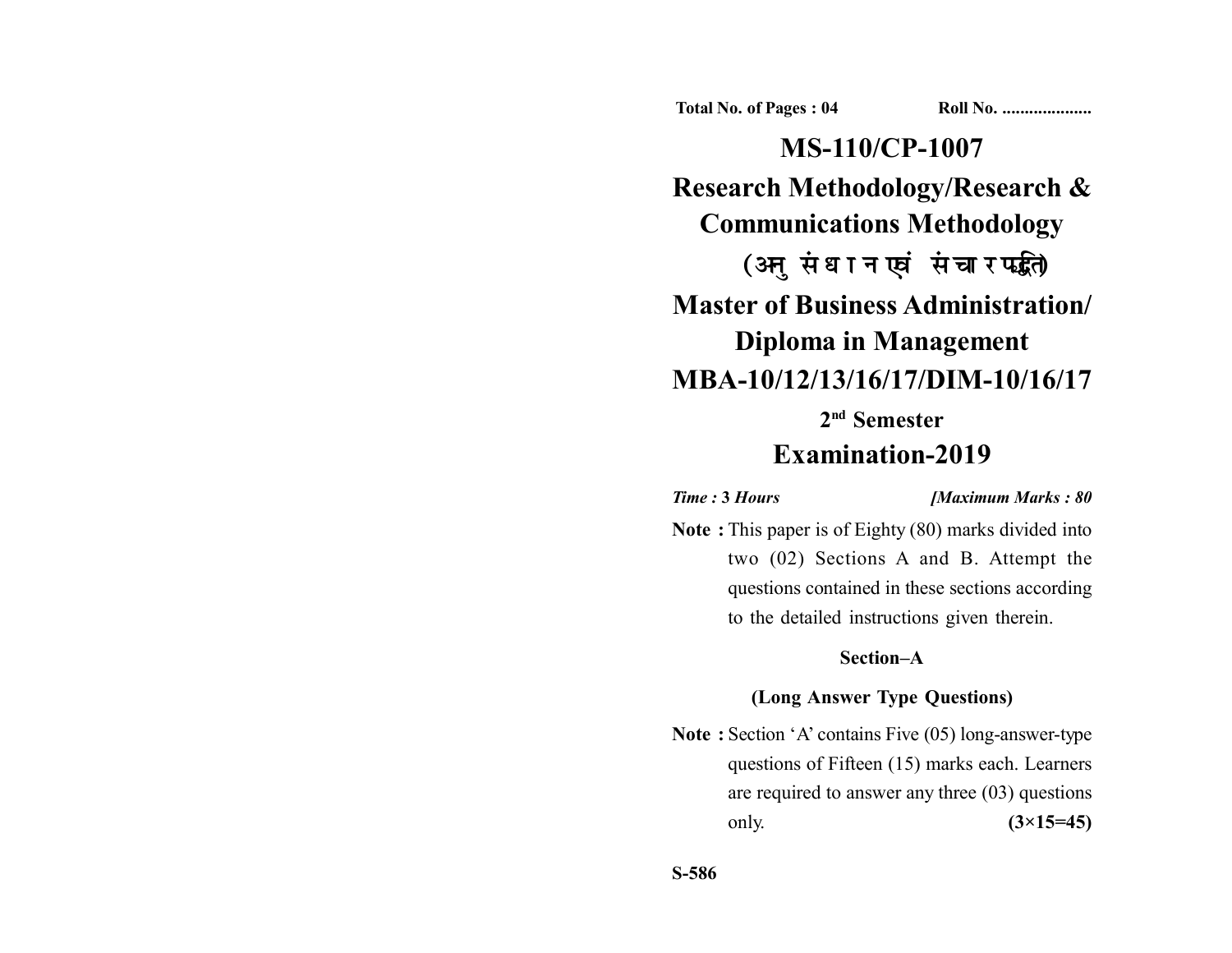**Total No. of Pages : 04** **Roll No. ....................**

# MS-110/CP-1007

# Research Methodology/Research & Communications Methodology

# (अनुसंधान एवं संचार पद्धति)

# Master of Business Administration/ Diploma in Management

# MBA-10/12/13/16/17/DIM-10/16/17

## 2nd Semester

## Examination-2019

*Time :* ***3*** *Hours* ***[Maximum Marks : 80***

**Note :** This paper is of Eighty (80) marks divided into two (02) Sections A and B. Attempt the questions contained in these sections according to the detailed instructions given therein.

### Section–A

### (Long Answer Type Questions)

**Note :** Section 'A' contains Five (05) long-answer-type questions of Fifteen (15) marks each. Learners are required to answer any three (03) questions only. **(3×15=45)**

**S-586**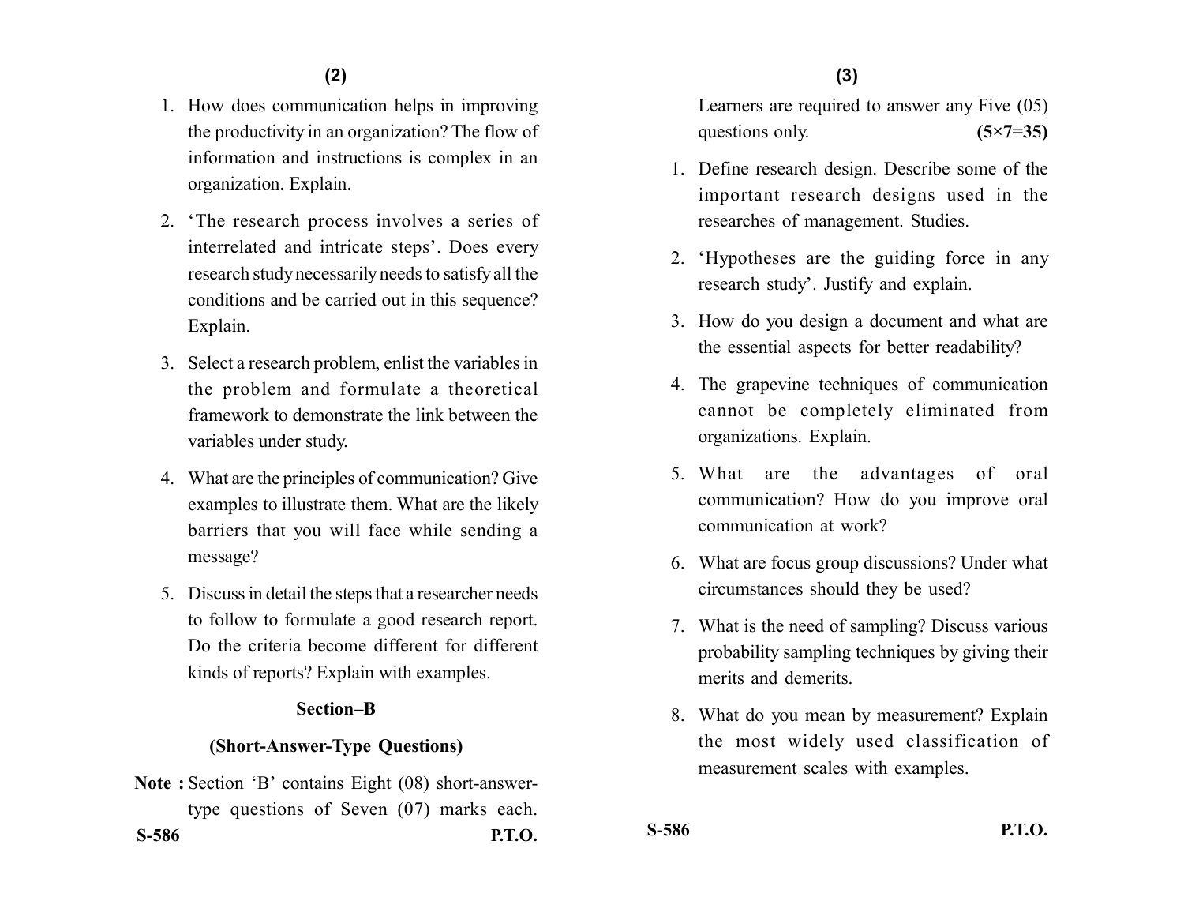1. How does communication helps in improving the productivity in an organization? The flow of information and instructions is complex in an organization. Explain.

2. 'The research process involves a series of interrelated and intricate steps'. Does every research study necessarily needs to satisfy all the conditions and be carried out in this sequence? Explain.

3. Select a research problem, enlist the variables in the problem and formulate a theoretical framework to demonstrate the link between the variables under study.

4. What are the principles of communication? Give examples to illustrate them. What are the likely barriers that you will face while sending a message?

5. Discuss in detail the steps that a researcher needs to follow to formulate a good research report. Do the criteria become different for different kinds of reports? Explain with examples.

## Section–B

### (Short-Answer-Type Questions)

**Note :** Section 'B' contains Eight (08) short-answer-type questions of Seven (07) marks each. Learners are required to answer any Five (05) questions only. **(5×7=35)**

1. Define research design. Describe some of the important research designs used in the researches of management. Studies.

2. 'Hypotheses are the guiding force in any research study'. Justify and explain.

3. How do you design a document and what are the essential aspects for better readability?

4. The grapevine techniques of communication cannot be completely eliminated from organizations. Explain.

5. What are the advantages of oral communication? How do you improve oral communication at work?

6. What are focus group discussions? Under what circumstances should they be used?

7. What is the need of sampling? Discuss various probability sampling techniques by giving their merits and demerits.

8. What do you mean by measurement? Explain the most widely used classification of measurement scales with examples.